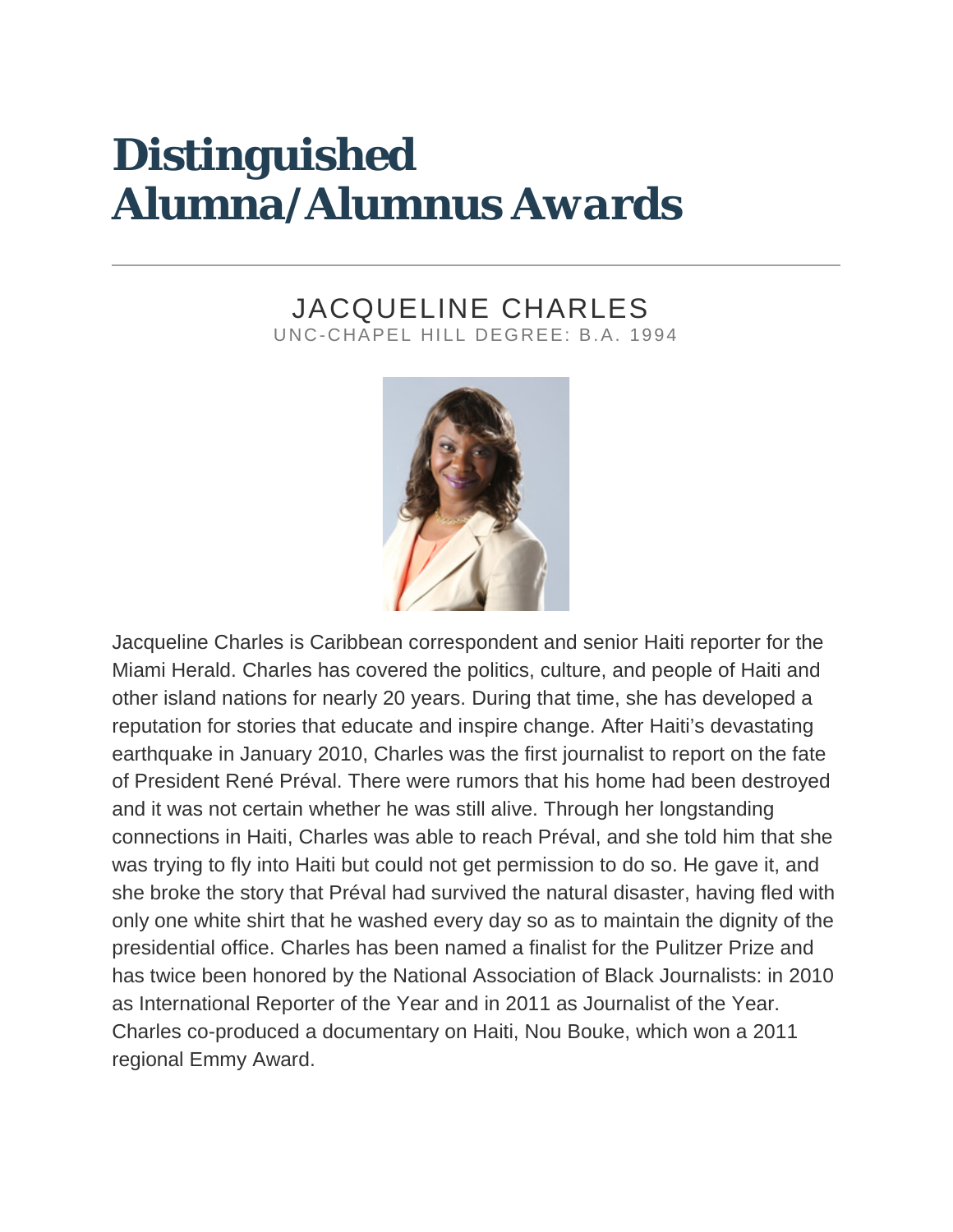# Distinguished Alumna/Alumnus Awards

## JACQUELINE CHARLES

UNC-CHAPEL HILL DEGREE: B.A. 1994

Jacqueline Charles is Caribbean correspondent and senior Haiti reporter for the Miami Herald. Charles has covered the politics, culture, and people of Haiti and other island nations for nearly 20 years. During that time, she has developed a reputation for stories that educate and inspire change. After Haiti's devastating earthquake in January 2010, Charles was the first journalist to report on the fate of President René Préval. There were rumors that his home had been destroyed and it was not certain whether he was still alive. Through her longstanding connections in Haiti, Charles was able to reach Préval, and she told him that she was trying to fly into Haiti but could not get permission to do so. He gave it, and she broke the story that Préval had survived the natural disaster, having fled with only one white shirt that he washed every day so as to maintain the dignity of the presidential office. Charles has been named a finalist for the Pulitzer Prize and has twice been honored by the National Association of Black Journalists: in 2010 as International Reporter of the Year and in 2011 as Journalist of the Year. Charles co-produced a documentary on Haiti, Nou Bouke, which won a 2011 regional Emmy Award.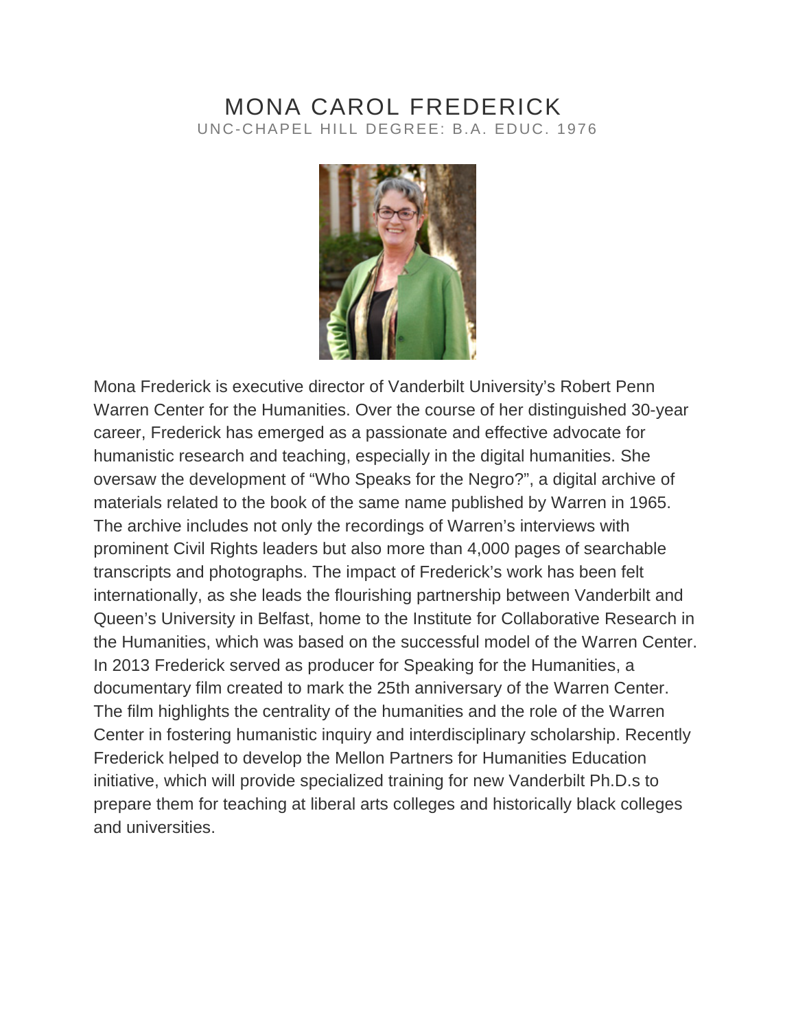# MONA CAROL FREDERICK

UNC-CHAPEL HILL DEGREE: B.A. EDUC. 1976

Mona Frederick is executive director of Vanderbilt University's Robert Penn Warren Center for the Humanities. Over the course of her distinguished 30-year career, Frederick has emerged as a passionate and effective advocate for humanistic research and teaching, especially in the digital humanities. She oversaw the development of "Who Speaks for the Negro?", a digital archive of materials related to the book of the same name published by Warren in 1965. The archive includes not only the recordings of Warren's interviews with prominent Civil Rights leaders but also more than 4,000 pages of searchable transcripts and photographs. The impact of Frederick's work has been felt internationally, as she leads the flourishing partnership between Vanderbilt and Queen's University in Belfast, home to the Institute for Collaborative Research in the Humanities, which was based on the successful model of the Warren Center. In 2013 Frederick served as producer for Speaking for the Humanities, a documentary film created to mark the 25th anniversary of the Warren Center. The film highlights the centrality of the humanities and the role of the Warren Center in fostering humanistic inquiry and interdisciplinary scholarship. Recently Frederick helped to develop the Mellon Partners for Humanities Education initiative, which will provide specialized training for new Vanderbilt Ph.D.s to prepare them for teaching at liberal arts colleges and historically black colleges and universities.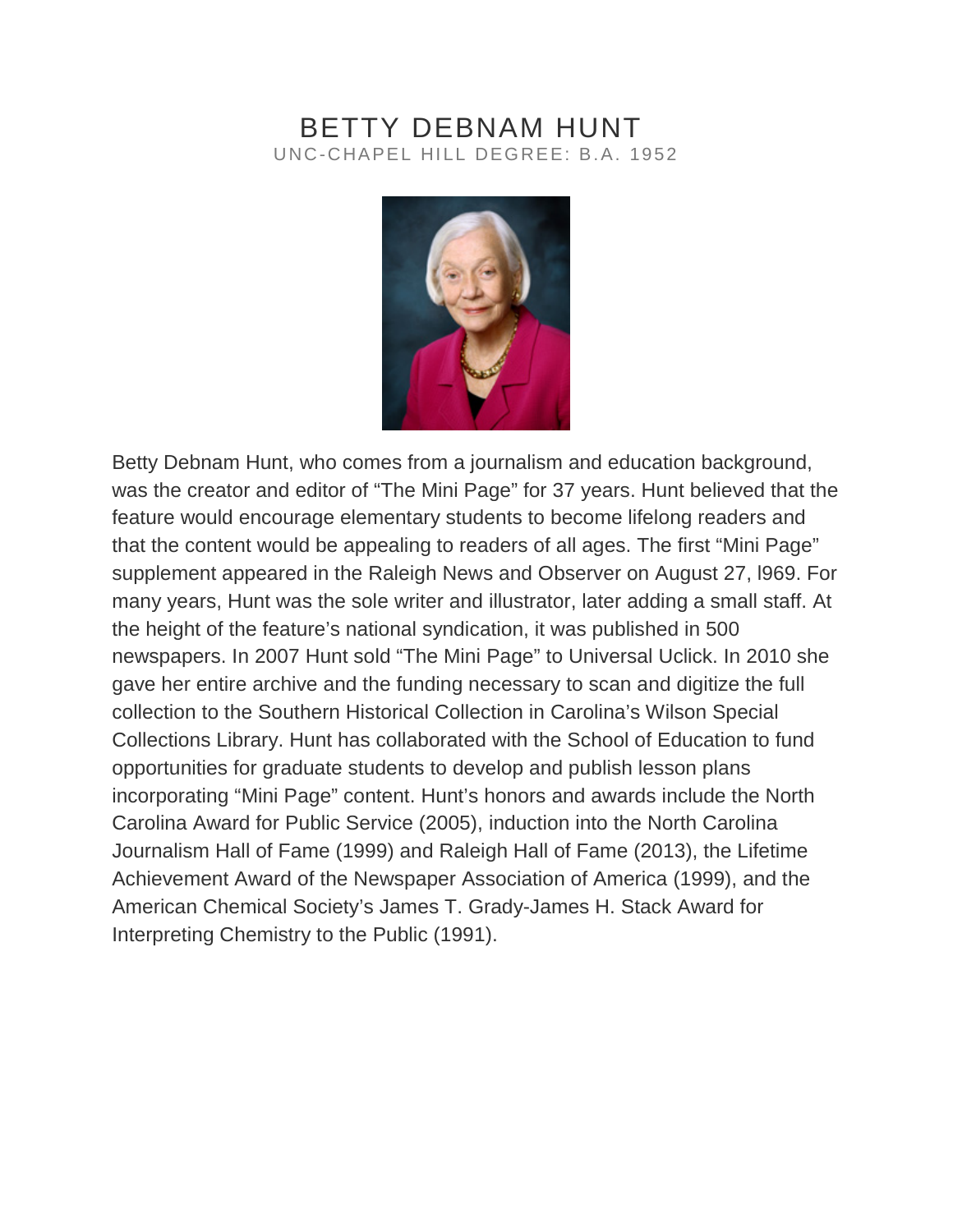# BETTY DEBNAM HUNT

UNC-CHAPEL HILL DEGREE: B.A. 1952

Betty Debnam Hunt, who comes from a journalism and education background, was the creator and editor of “The Mini Page” for 37 years. Hunt believed that the feature would encourage elementary students to become lifelong readers and that the content would be appealing to readers of all ages. The first “Mini Page” supplement appeared in the Raleigh News and Observer on August 27, l969. For many years, Hunt was the sole writer and illustrator, later adding a small staff. At the height of the feature’s national syndication, it was published in 500 newspapers. In 2007 Hunt sold “The Mini Page” to Universal Uclick. In 2010 she gave her entire archive and the funding necessary to scan and digitize the full collection to the Southern Historical Collection in Carolina’s Wilson Special Collections Library. Hunt has collaborated with the School of Education to fund opportunities for graduate students to develop and publish lesson plans incorporating “Mini Page” content. Hunt’s honors and awards include the North Carolina Award for Public Service (2005), induction into the North Carolina Journalism Hall of Fame (1999) and Raleigh Hall of Fame (2013), the Lifetime Achievement Award of the Newspaper Association of America (1999), and the American Chemical Society’s James T. Grady-James H. Stack Award for Interpreting Chemistry to the Public (1991).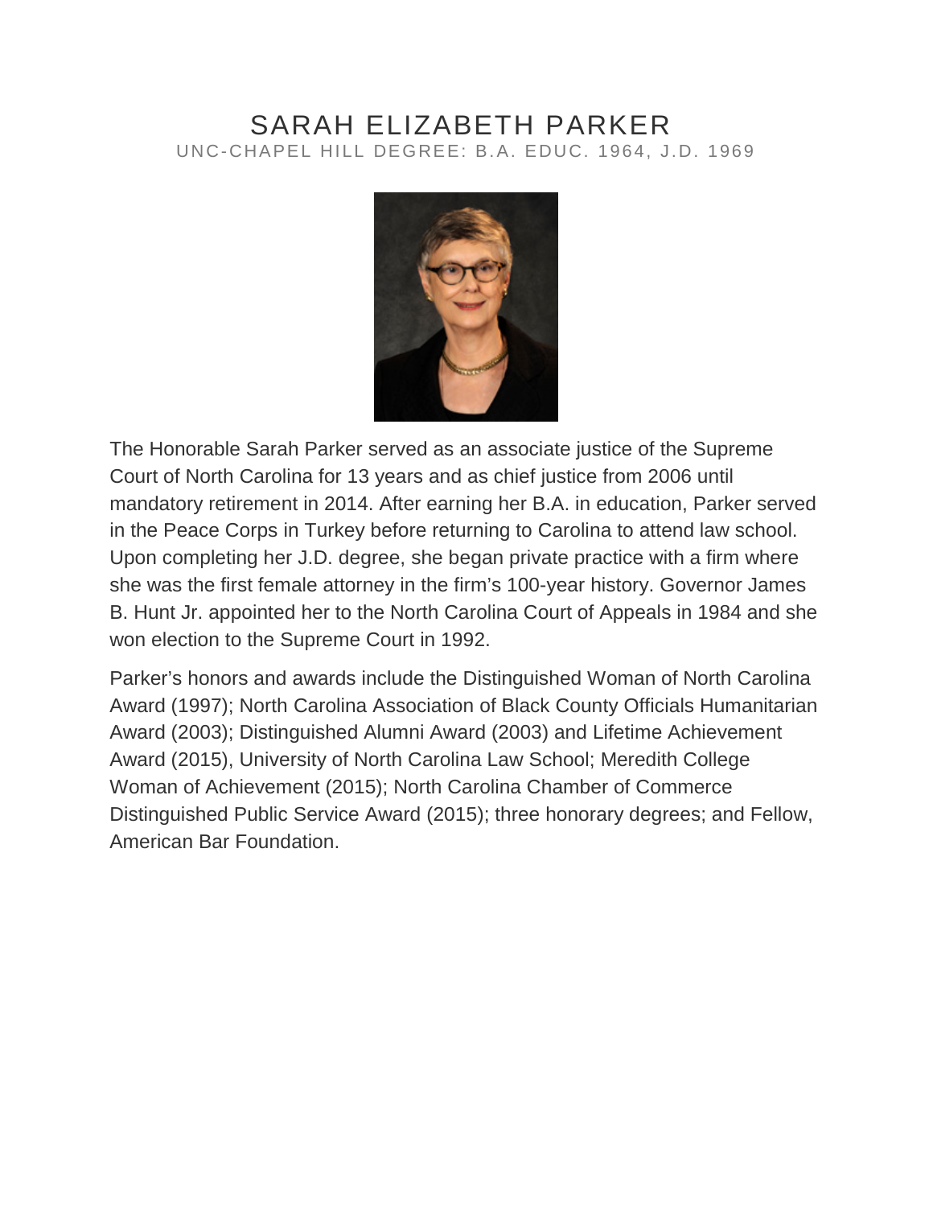# SARAH ELIZABETH PARKER

UNC-CHAPEL HILL DEGREE: B.A. EDUC. 1964, J.D. 1969

The Honorable Sarah Parker served as an associate justice of the Supreme Court of North Carolina for 13 years and as chief justice from 2006 until mandatory retirement in 2014. After earning her B.A. in education, Parker served in the Peace Corps in Turkey before returning to Carolina to attend law school. Upon completing her J.D. degree, she began private practice with a firm where she was the first female attorney in the firm's 100-year history. Governor James B. Hunt Jr. appointed her to the North Carolina Court of Appeals in 1984 and she won election to the Supreme Court in 1992.

Parker's honors and awards include the Distinguished Woman of North Carolina Award (1997); North Carolina Association of Black County Officials Humanitarian Award (2003); Distinguished Alumni Award (2003) and Lifetime Achievement Award (2015), University of North Carolina Law School; Meredith College Woman of Achievement (2015); North Carolina Chamber of Commerce Distinguished Public Service Award (2015); three honorary degrees; and Fellow, American Bar Foundation.